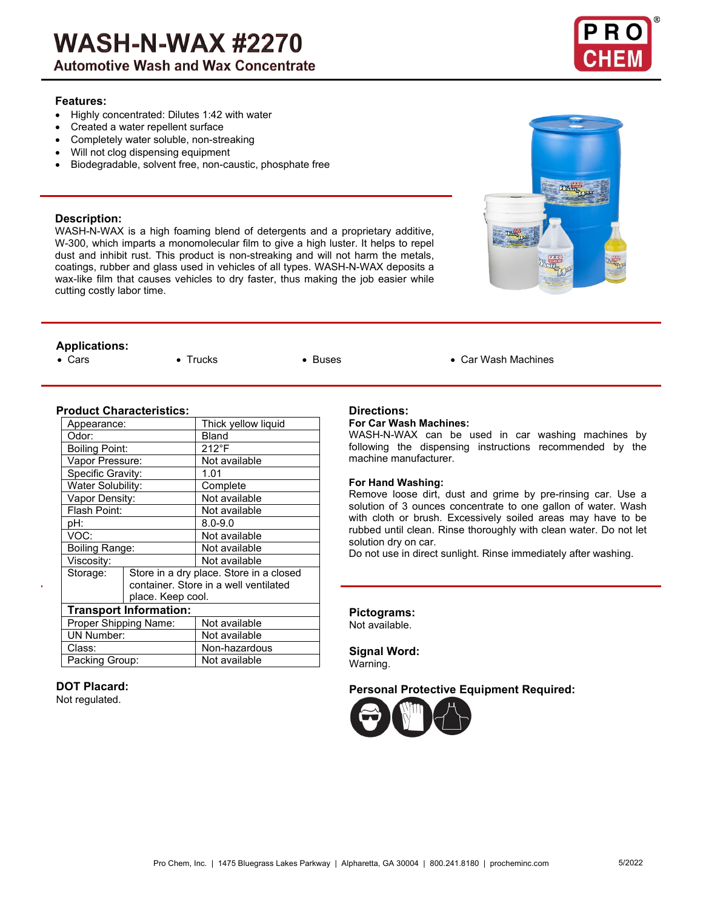# WASH-N-WAX #2270

## Automotive Wash and Wax Concentrate

### Features:

- Highly concentrated: Dilutes 1:42 with water
- Created a water repellent surface
- Completely water soluble, non-streaking
- Will not clog dispensing equipment
- Biodegradable, solvent free, non-caustic, phosphate free

### Description:

WASH-N-WAX is a high foaming blend of detergents and a proprietary additive, W-300, which imparts a monomolecular film to give a high luster. It helps to repel dust and inhibit rust. This product is non-streaking and will not harm the metals, coatings, rubber and glass used in vehicles of all types. WASH-N-WAX deposits a wax-like film that causes vehicles to dry faster, thus making the job easier while cutting costly labor time.

### Applications:

- Cars
- Trucks
- Buses
- Car Wash Machines

### Product Characteristics:

| Property | Value |
|---|---|
| Appearance: | Thick yellow liquid |
| Odor: | Bland |
| Boiling Point: | 212°F |
| Vapor Pressure: | Not available |
| Specific Gravity: | 1.01 |
| Water Solubility: | Complete |
| Vapor Density: | Not available |
| Flash Point: | Not available |
| pH: | 8.0-9.0 |
| VOC: | Not available |
| Boiling Range: | Not available |
| Viscosity: | Not available |
| Storage: | Store in a dry place. Store in a closed container. Store in a well ventilated place. Keep cool. |
| **Transport Information:** | |
| Proper Shipping Name: | Not available |
| UN Number: | Not available |
| Class: | Non-hazardous |
| Packing Group: | Not available |

### DOT Placard:

Not regulated.

### Directions:

**For Car Wash Machines:**

WASH-N-WAX can be used in car washing machines by following the dispensing instructions recommended by the machine manufacturer.

**For Hand Washing:**

Remove loose dirt, dust and grime by pre-rinsing car. Use a solution of 3 ounces concentrate to one gallon of water. Wash with cloth or brush. Excessively soiled areas may have to be rubbed until clean. Rinse thoroughly with clean water. Do not let solution dry on car.

Do not use in direct sunlight. Rinse immediately after washing.

### Pictograms:

Not available.

### Signal Word:

Warning.

### Personal Protective Equipment Required:

Pro Chem, Inc. | 1475 Bluegrass Lakes Parkway | Alpharetta, GA 30004 | 800.241.8180 | procheminc.com

5/2022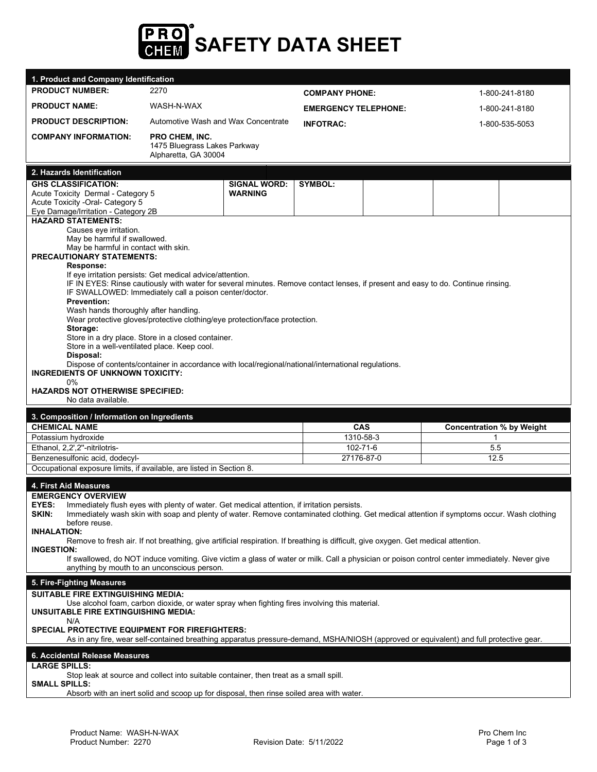# SAFETY DATA SHEET

## 1. Product and Company Identification

| | | | |
|---|---|---|---|
| **PRODUCT NUMBER:** | 2270 | **COMPANY PHONE:** | 1-800-241-8180 |
| **PRODUCT NAME:** | WASH-N-WAX | **EMERGENCY TELEPHONE:** | 1-800-241-8180 |
| **PRODUCT DESCRIPTION:** | Automotive Wash and Wax Concentrate | **INFOTRAC:** | 1-800-535-5053 |
| **COMPANY INFORMATION:** | **PRO CHEM, INC.** 1475 Bluegrass Lakes Parkway Alpharetta, GA 30004 | | |

## 2. Hazards Identification

| **GHS CLASSIFICATION:** | **SIGNAL WORD:** | **SYMBOL:** |
|---|---|---|
| Acute Toxicity Dermal - Category 5<br>Acute Toxicity -Oral- Category 5<br>Eye Damage/Irritation - Category 2B | **WARNING** | |

**HAZARD STATEMENTS:**

Causes eye irritation.
May be harmful if swallowed.
May be harmful in contact with skin.

**PRECAUTIONARY STATEMENTS:**

**Response:**

If eye irritation persists: Get medical advice/attention.
IF IN EYES: Rinse cautiously with water for several minutes. Remove contact lenses, if present and easy to do. Continue rinsing.
IF SWALLOWED: Immediately call a poison center/doctor.

**Prevention:**

Wash hands thoroughly after handling.
Wear protective gloves/protective clothing/eye protection/face protection.

**Storage:**

Store in a dry place. Store in a closed container.
Store in a well-ventilated place. Keep cool.

**Disposal:**

Dispose of contents/container in accordance with local/regional/national/international regulations.

**INGREDIENTS OF UNKNOWN TOXICITY:**

0%

**HAZARDS NOT OTHERWISE SPECIFIED:**

No data available.

## 3. Composition / Information on Ingredients

| CHEMICAL NAME | CAS | Concentration % by Weight |
|---|---|---|
| Potassium hydroxide | 1310-58-3 | 1 |
| Ethanol, 2,2',2''-nitrilotris- | 102-71-6 | 5.5 |
| Benzenesulfonic acid, dodecyl- | 27176-87-0 | 12.5 |

Occupational exposure limits, if available, are listed in Section 8.

## 4. First Aid Measures

**EMERGENCY OVERVIEW**

**EYES:** Immediately flush eyes with plenty of water. Get medical attention, if irritation persists.

**SKIN:** Immediately wash skin with soap and plenty of water. Remove contaminated clothing. Get medical attention if symptoms occur. Wash clothing before reuse.

**INHALATION:**

Remove to fresh air. If not breathing, give artificial respiration. If breathing is difficult, give oxygen. Get medical attention.

**INGESTION:**

If swallowed, do NOT induce vomiting. Give victim a glass of water or milk. Call a physician or poison control center immediately. Never give anything by mouth to an unconscious person.

## 5. Fire-Fighting Measures

**SUITABLE FIRE EXTINGUISHING MEDIA:**

Use alcohol foam, carbon dioxide, or water spray when fighting fires involving this material.

**UNSUITABLE FIRE EXTINGUISHING MEDIA:**

N/A

**SPECIAL PROTECTIVE EQUIPMENT FOR FIREFIGHTERS:**

As in any fire, wear self-contained breathing apparatus pressure-demand, MSHA/NIOSH (approved or equivalent) and full protective gear.

## 6. Accidental Release Measures

**LARGE SPILLS:**

Stop leak at source and collect into suitable container, then treat as a small spill.

**SMALL SPILLS:**

Absorb with an inert solid and scoop up for disposal, then rinse soiled area with water.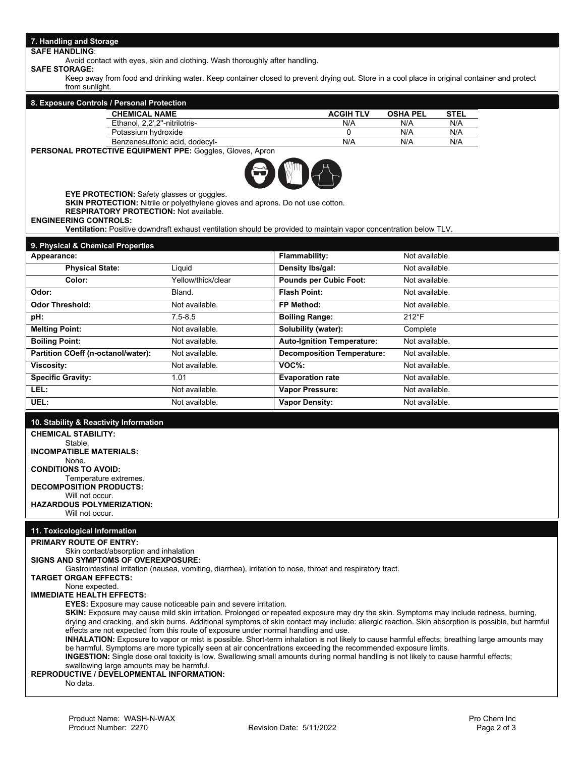## 7. Handling and Storage

**SAFE HANDLING**:

Avoid contact with eyes, skin and clothing. Wash thoroughly after handling.

**SAFE STORAGE:**

Keep away from food and drinking water. Keep container closed to prevent drying out. Store in a cool place in original container and protect from sunlight.

## 8. Exposure Controls / Personal Protection

| CHEMICAL NAME | ACGIH TLV | OSHA PEL | STEL |
|---|---|---|---|
| Ethanol, 2,2',2''-nitrilotris- | N/A | N/A | N/A |
| Potassium hydroxide | 0 | N/A | N/A |
| Benzenesulfonic acid, dodecyl- | N/A | N/A | N/A |

**PERSONAL PROTECTIVE EQUIPMENT PPE:** Goggles, Gloves, Apron

**EYE PROTECTION:** Safety glasses or goggles.
**SKIN PROTECTION:** Nitrile or polyethylene gloves and aprons. Do not use cotton.
**RESPIRATORY PROTECTION:** Not available.

**ENGINEERING CONTROLS:**

**Ventilation:** Positive downdraft exhaust ventilation should be provided to maintain vapor concentration below TLV.

## 9. Physical & Chemical Properties

| | | | |
|---|---|---|---|
| **Appearance:** | | **Flammability:** | Not available. |
| **Physical State:** | Liquid | **Density lbs/gal:** | Not available. |
| **Color:** | Yellow/thick/clear | **Pounds per Cubic Foot:** | Not available. |
| **Odor:** | Bland. | **Flash Point:** | Not available. |
| **Odor Threshold:** | Not available. | **FP Method:** | Not available. |
| **pH:** | 7.5-8.5 | **Boiling Range:** | 212°F |
| **Melting Point:** | Not available. | **Solubility (water):** | Complete |
| **Boiling Point:** | Not available. | **Auto-Ignition Temperature:** | Not available. |
| **Partition COeff (n-octanol/water):** | Not available. | **Decomposition Temperature:** | Not available. |
| **Viscosity:** | Not available. | **VOC%:** | Not available. |
| **Specific Gravity:** | 1.01 | **Evaporation rate** | Not available. |
| **LEL:** | Not available. | **Vapor Pressure:** | Not available. |
| **UEL:** | Not available. | **Vapor Density:** | Not available. |

## 10. Stability & Reactivity Information

**CHEMICAL STABILITY:**
Stable.

**INCOMPATIBLE MATERIALS:**
None.

**CONDITIONS TO AVOID:**
Temperature extremes.

**DECOMPOSITION PRODUCTS:**
Will not occur.

**HAZARDOUS POLYMERIZATION:**
Will not occur.

## 11. Toxicological Information

**PRIMARY ROUTE OF ENTRY:**
Skin contact/absorption and inhalation

**SIGNS AND SYMPTOMS OF OVEREXPOSURE:**
Gastrointestinal irritation (nausea, vomiting, diarrhea), irritation to nose, throat and respiratory tract.

**TARGET ORGAN EFFECTS:**
None expected.

**IMMEDIATE HEALTH EFFECTS:**

**EYES:** Exposure may cause noticeable pain and severe irritation.

**SKIN:** Exposure may cause mild skin irritation. Prolonged or repeated exposure may dry the skin. Symptoms may include redness, burning, drying and cracking, and skin burns. Additional symptoms of skin contact may include: allergic reaction. Skin absorption is possible, but harmful effects are not expected from this route of exposure under normal handling and use.

**INHALATION:** Exposure to vapor or mist is possible. Short-term inhalation is not likely to cause harmful effects; breathing large amounts may be harmful. Symptoms are more typically seen at air concentrations exceeding the recommended exposure limits.

**INGESTION:** Single dose oral toxicity is low. Swallowing small amounts during normal handling is not likely to cause harmful effects; swallowing large amounts may be harmful.

**REPRODUCTIVE / DEVELOPMENTAL INFORMATION:**
No data.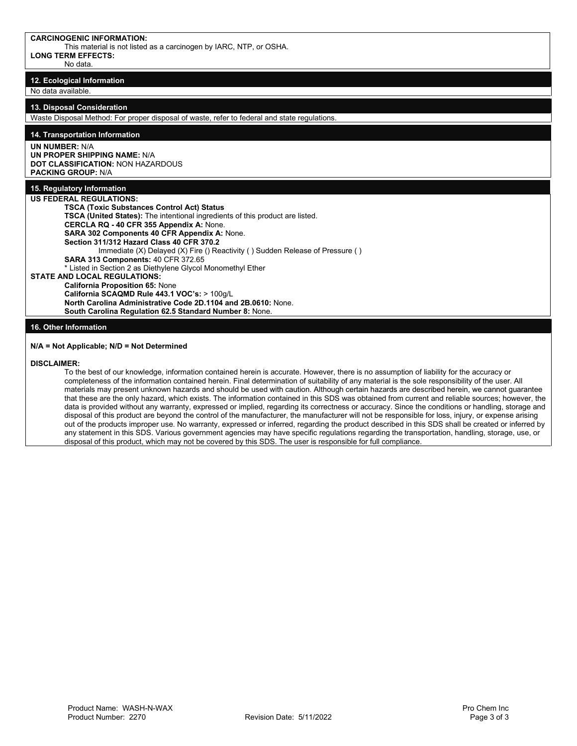**CARCINOGENIC INFORMATION:**

This material is not listed as a carcinogen by IARC, NTP, or OSHA.

**LONG TERM EFFECTS:**

No data.

## 12. Ecological Information

No data available.

## 13. Disposal Consideration

Waste Disposal Method: For proper disposal of waste, refer to federal and state regulations.

## 14. Transportation Information

**UN NUMBER:** N/A
**UN PROPER SHIPPING NAME:** N/A
**DOT CLASSIFICATION:** NON HAZARDOUS
**PACKING GROUP:** N/A

## 15. Regulatory Information

**US FEDERAL REGULATIONS:**

**TSCA (Toxic Substances Control Act) Status**
**TSCA (United States):** The intentional ingredients of this product are listed.
**CERCLA RQ - 40 CFR 355 Appendix A:** None.
**SARA 302 Components 40 CFR Appendix A:** None.
**Section 311/312 Hazard Class 40 CFR 370.2**
Immediate (X) Delayed (X) Fire () Reactivity ( ) Sudden Release of Pressure ( )
**SARA 313 Components:** 40 CFR 372.65
* Listed in Section 2 as Diethylene Glycol Monomethyl Ether

**STATE AND LOCAL REGULATIONS:**

**California Proposition 65:** None
**California SCAQMD Rule 443.1 VOC's:** > 100g/L
**North Carolina Administrative Code 2D.1104 and 2B.0610:** None.
**South Carolina Regulation 62.5 Standard Number 8:** None.

## 16. Other Information

**N/A = Not Applicable; N/D = Not Determined**

**DISCLAIMER:**

To the best of our knowledge, information contained herein is accurate. However, there is no assumption of liability for the accuracy or completeness of the information contained herein. Final determination of suitability of any material is the sole responsibility of the user. All materials may present unknown hazards and should be used with caution. Although certain hazards are described herein, we cannot guarantee that these are the only hazard, which exists. The information contained in this SDS was obtained from current and reliable sources; however, the data is provided without any warranty, expressed or implied, regarding its correctness or accuracy. Since the conditions or handling, storage and disposal of this product are beyond the control of the manufacturer, the manufacturer will not be responsible for loss, injury, or expense arising out of the products improper use. No warranty, expressed or inferred, regarding the product described in this SDS shall be created or inferred by any statement in this SDS. Various government agencies may have specific regulations regarding the transportation, handling, storage, use, or disposal of this product, which may not be covered by this SDS. The user is responsible for full compliance.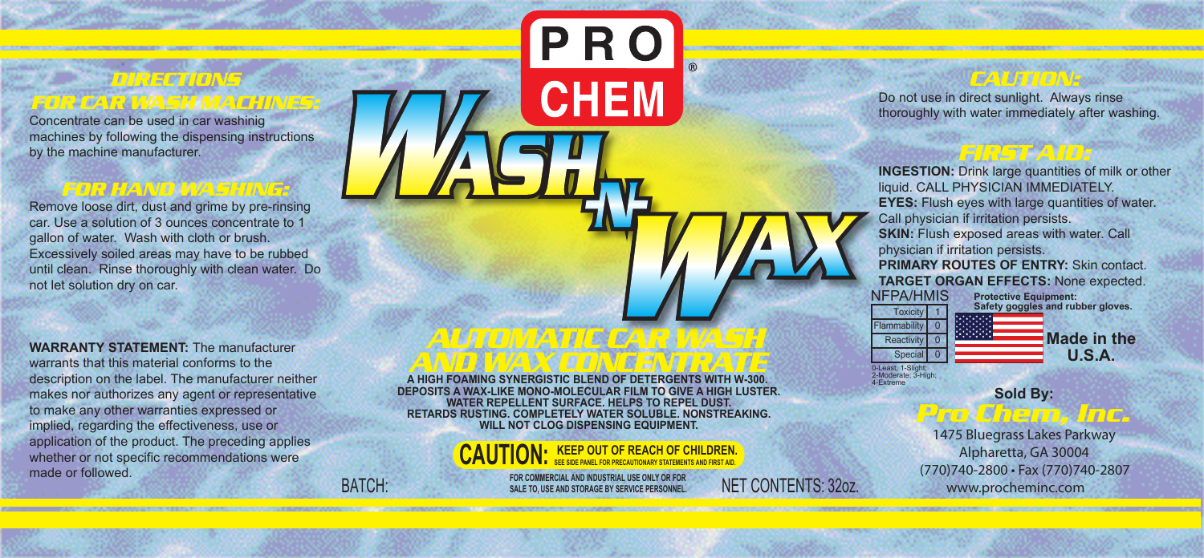# DIRECTIONS

## FOR CAR WASH MACHINES:

Concentrate can be used in car washinig machines by following the dispensing instructions by the machine manufacturer.

## FOR HAND WASHING:

Remove loose dirt, dust and grime by pre-rinsing car. Use a solution of 3 ounces concentrate to 1 gallon of water. Wash with cloth or brush. Excessively soiled areas may have to be rubbed until clean. Rinse thoroughly with clean water. Do not let solution dry on car.

**WARRANTY STATEMENT:** The manufacturer warrants that this material conforms to the description on the label. The manufacturer neither makes nor authorizes any agent or representative to make any other warranties expressed or implied, regarding the effectiveness, use or application of the product. The preceding applies whether or not specific recommendations were made or followed.

# PRO CHEM®

# WASH-N-WAX

## AUTOMATIC CAR WASH AND WAX CONCENTRATE

**A HIGH FOAMING SYNERGISTIC BLEND OF DETERGENTS WITH W-300. DEPOSITS A WAX-LIKE MONO-MOLECULAR FILM TO GIVE A HIGH LUSTER. WATER REPELLENT SURFACE. HELPS TO REPEL DUST. RETARDS RUSTING. COMPLETELY WATER SOLUBLE. NONSTREAKING. WILL NOT CLOG DISPENSING EQUIPMENT.**

**CAUTION: KEEP OUT OF REACH OF CHILDREN.** SEE SIDE PANEL FOR PRECAUTIONARY STATEMENTS AND FIRST AID.

BATCH:

FOR COMMERCIAL AND INDUSTRIAL USE ONLY OR FOR SALE TO, USE AND STORAGE BY SERVICE PERSONNEL.

NET CONTENTS: 32oz.

## CAUTION:

Do not use in direct sunlight. Always rinse thoroughly with water immediately after washing.

## FIRST AID:

**INGESTION:** Drink large quantities of milk or other liquid. CALL PHYSICIAN IMMEDIATELY.
**EYES:** Flush eyes with large quantities of water. Call physician if irritation persists.
**SKIN:** Flush exposed areas with water. Call physician if irritation persists.
**PRIMARY ROUTES OF ENTRY:** Skin contact.
**TARGET ORGAN EFFECTS:** None expected.

NFPA/HMIS

| | |
|---|---|
| Toxicity | 1 |
| Flammability | 0 |
| Reactivity | 0 |
| Special | 0 |

0-Least; 1-Slight; 2-Moderate; 3-High; 4-Extreme

**Protective Equipment: Safety goggles and rubber gloves.**

**Made in the U.S.A.**

**Sold By:**

**Pro Chem, Inc.**

1475 Bluegrass Lakes Parkway
Alpharetta, GA 30004
(770)740-2800 • Fax (770)740-2807
www.procheminc.com